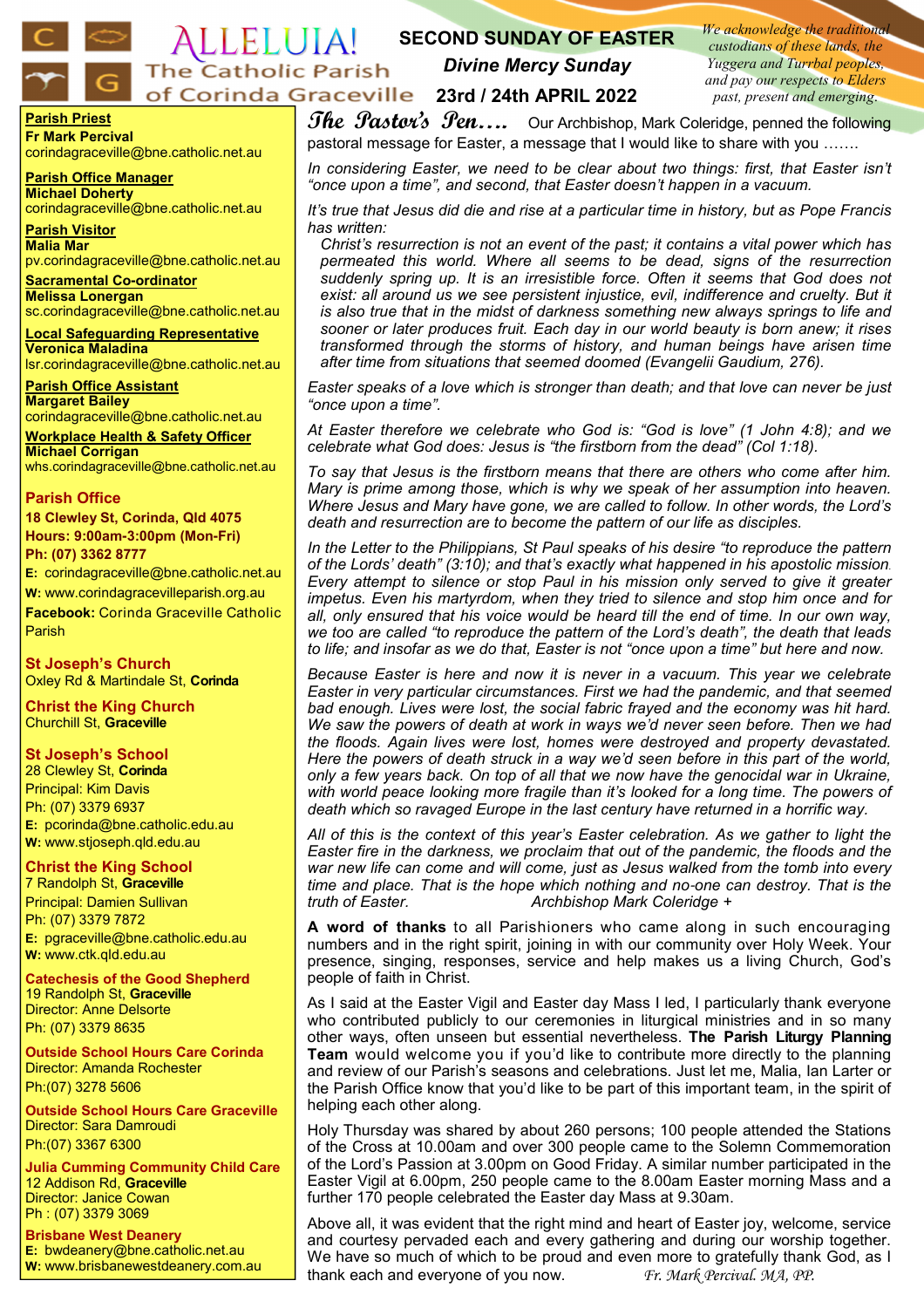# ALLELUIA! The Catholic Parish of Corinda Graceville

## SECOND SUNDAY OF EASTER
### *Divine Mercy Sunday*
### 23rd / 24th APRIL 2022

*We acknowledge the traditional custodians of these lands, the Yuggera and Turrbal peoples, and pay our respects to Elders past, present and emerging.*

**Parish Priest**
**Fr Mark Percival**
corindagraceville@bne.catholic.net.au

**Parish Office Manager**
**Michael Doherty**
corindagraceville@bne.catholic.net.au

**Parish Visitor**
**Malia Mar**
pv.corindagraceville@bne.catholic.net.au

**Sacramental Co-ordinator**
**Melissa Lonergan**
sc.corindagraceville@bne.catholic.net.au

**Local Safeguarding Representative**
**Veronica Maladina**
lsr.corindagraceville@bne.catholic.net.au

**Parish Office Assistant**
**Margaret Bailey**
corindagraceville@bne.catholic.net.au

**Workplace Health & Safety Officer**
**Michael Corrigan**
whs.corindagraceville@bne.catholic.net.au

**Parish Office**
**18 Clewley St, Corinda, Qld 4075**
**Hours: 9:00am-3:00pm (Mon-Fri)**
**Ph: (07) 3362 8777**
**E:** corindagraceville@bne.catholic.net.au
**W:** www.corindagracevilleparish.org.au
**Facebook:** Corinda Graceville Catholic Parish

**St Joseph's Church**
Oxley Rd & Martindale St, **Corinda**

**Christ the King Church**
Churchill St, **Graceville**

**St Joseph's School**
28 Clewley St, **Corinda**
Principal: Kim Davis
Ph: (07) 3379 6937
**E:** pcorinda@bne.catholic.edu.au
**W:** www.stjoseph.qld.edu.au

**Christ the King School**
7 Randolph St, **Graceville**
Principal: Damien Sullivan
Ph: (07) 3379 7872
**E:** pgraceville@bne.catholic.edu.au
**W:** www.ctk.qld.edu.au

**Catechesis of the Good Shepherd**
19 Randolph St, **Graceville**
Director: Anne Delsorte
Ph: (07) 3379 8635

**Outside School Hours Care Corinda**
Director: Amanda Rochester
Ph:(07) 3278 5606

**Outside School Hours Care Graceville**
Director: Sara Damroudi
Ph:(07) 3367 6300

**Julia Cumming Community Child Care**
12 Addison Rd, **Graceville**
Director: Janice Cowan
Ph : (07) 3379 3069

**Brisbane West Deanery**
**E:** bwdeanery@bne.catholic.net.au
**W:** www.brisbanewestdeanery.com.au

## *The Pastor's Pen….*

Our Archbishop, Mark Coleridge, penned the following pastoral message for Easter, a message that I would like to share with you …….

*In considering Easter, we need to be clear about two things: first, that Easter isn't "once upon a time", and second, that Easter doesn't happen in a vacuum.*

*It's true that Jesus did die and rise at a particular time in history, but as Pope Francis has written:*

> *Christ's resurrection is not an event of the past; it contains a vital power which has permeated this world. Where all seems to be dead, signs of the resurrection suddenly spring up. It is an irresistible force. Often it seems that God does not exist: all around us we see persistent injustice, evil, indifference and cruelty. But it is also true that in the midst of darkness something new always springs to life and sooner or later produces fruit. Each day in our world beauty is born anew; it rises transformed through the storms of history, and human beings have arisen time after time from situations that seemed doomed (Evangelii Gaudium, 276).*

*Easter speaks of a love which is stronger than death; and that love can never be just "once upon a time".*

*At Easter therefore we celebrate who God is: "God is love" (1 John 4:8); and we celebrate what God does: Jesus is "the firstborn from the dead" (Col 1:18).*

*To say that Jesus is the firstborn means that there are others who come after him. Mary is prime among those, which is why we speak of her assumption into heaven. Where Jesus and Mary have gone, we are called to follow. In other words, the Lord's death and resurrection are to become the pattern of our life as disciples.*

*In the Letter to the Philippians, St Paul speaks of his desire "to reproduce the pattern of the Lords' death" (3:10); and that's exactly what happened in his apostolic mission. Every attempt to silence or stop Paul in his mission only served to give it greater impetus. Even his martyrdom, when they tried to silence and stop him once and for all, only ensured that his voice would be heard till the end of time. In our own way, we too are called "to reproduce the pattern of the Lord's death", the death that leads to life; and insofar as we do that, Easter is not "once upon a time" but here and now.*

*Because Easter is here and now it is never in a vacuum. This year we celebrate Easter in very particular circumstances. First we had the pandemic, and that seemed bad enough. Lives were lost, the social fabric frayed and the economy was hit hard. We saw the powers of death at work in ways we'd never seen before. Then we had the floods. Again lives were lost, homes were destroyed and property devastated. Here the powers of death struck in a way we'd seen before in this part of the world, only a few years back. On top of all that we now have the genocidal war in Ukraine, with world peace looking more fragile than it's looked for a long time. The powers of death which so ravaged Europe in the last century have returned in a horrific way.*

*All of this is the context of this year's Easter celebration. As we gather to light the Easter fire in the darkness, we proclaim that out of the pandemic, the floods and the war new life can come and will come, just as Jesus walked from the tomb into every time and place. That is the hope which nothing and no-one can destroy. That is the truth of Easter.* *Archbishop Mark Coleridge +*

**A word of thanks** to all Parishioners who came along in such encouraging numbers and in the right spirit, joining in with our community over Holy Week. Your presence, singing, responses, service and help makes us a living Church, God's people of faith in Christ.

As I said at the Easter Vigil and Easter day Mass I led, I particularly thank everyone who contributed publicly to our ceremonies in liturgical ministries and in so many other ways, often unseen but essential nevertheless. **The Parish Liturgy Planning Team** would welcome you if you'd like to contribute more directly to the planning and review of our Parish's seasons and celebrations. Just let me, Malia, Ian Larter or the Parish Office know that you'd like to be part of this important team, in the spirit of helping each other along.

Holy Thursday was shared by about 260 persons; 100 people attended the Stations of the Cross at 10.00am and over 300 people came to the Solemn Commemoration of the Lord's Passion at 3.00pm on Good Friday. A similar number participated in the Easter Vigil at 6.00pm, 250 people came to the 8.00am Easter morning Mass and a further 170 people celebrated the Easter day Mass at 9.30am.

Above all, it was evident that the right mind and heart of Easter joy, welcome, service and courtesy pervaded each and every gathering and during our worship together. We have so much of which to be proud and even more to gratefully thank God, as I thank each and everyone of you now. *Fr. Mark Percival. MA, PP.*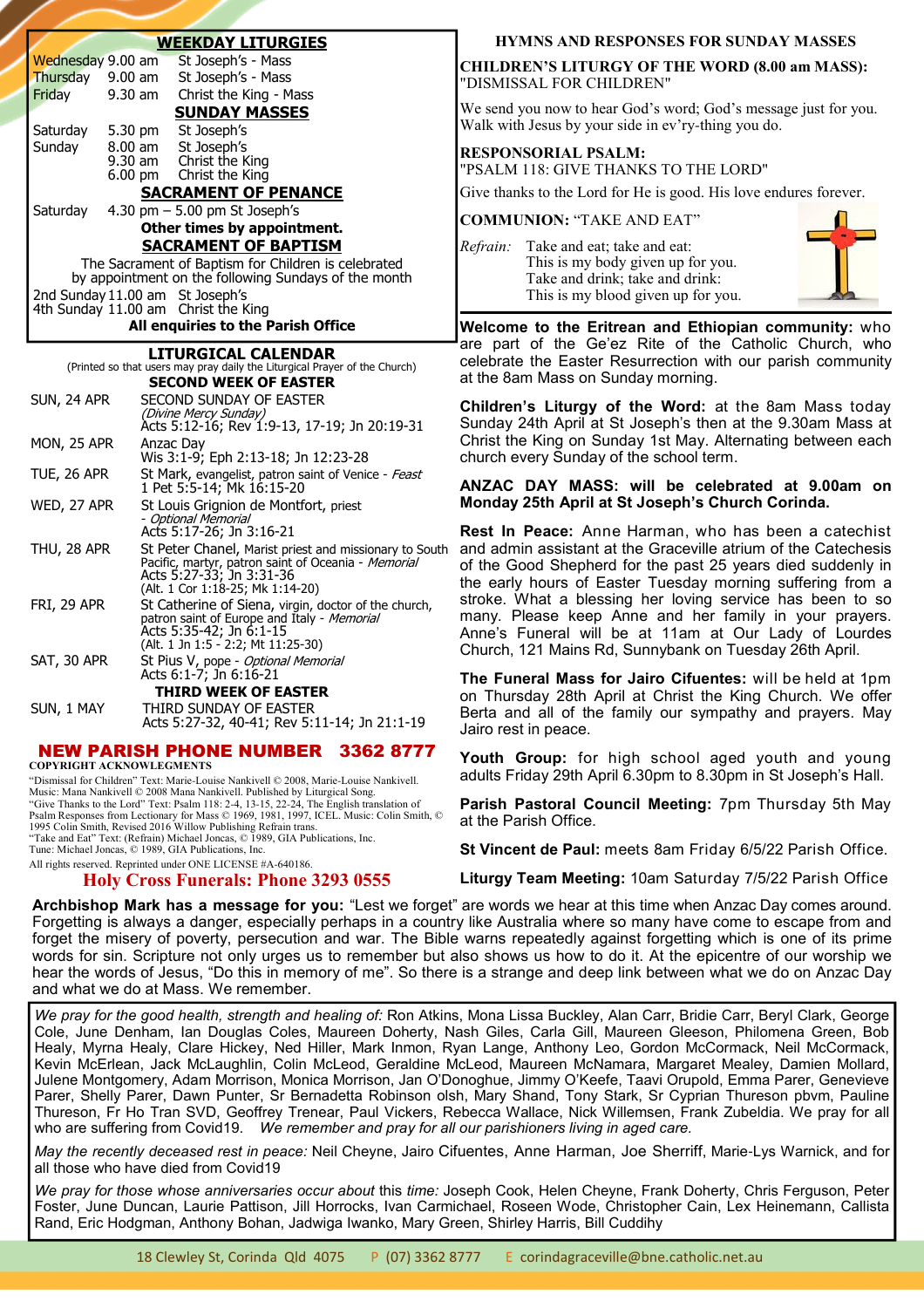## WEEKDAY LITURGIES

| | | |
|---|---|---|
| Wednesday | 9.00 am | St Joseph's - Mass |
| Thursday | 9.00 am | St Joseph's - Mass |
| Friday | 9.30 am | Christ the King - Mass |

## SUNDAY MASSES

| | | |
|---|---|---|
| Saturday | 5.30 pm | St Joseph's |
| Sunday | 8.00 am | St Joseph's |
| | 9.30 am | Christ the King |
| | 6.00 pm | Christ the King |

## SACRAMENT OF PENANCE

Saturday 4.30 pm – 5.00 pm St Joseph's

**Other times by appointment.**

## SACRAMENT OF BAPTISM

The Sacrament of Baptism for Children is celebrated by appointment on the following Sundays of the month

2nd Sunday 11.00 am St Joseph's
4th Sunday 11.00 am Christ the King

**All enquiries to the Parish Office**

## LITURGICAL CALENDAR

(Printed so that users may pray daily the Liturgical Prayer of the Church)

### SECOND WEEK OF EASTER

| | |
|---|---|
| SUN, 24 APR | SECOND SUNDAY OF EASTER *(Divine Mercy Sunday)* Acts 5:12-16; Rev 1:9-13, 17-19; Jn 20:19-31 |
| MON, 25 APR | Anzac Day Wis 3:1-9; Eph 2:13-18; Jn 12:23-28 |
| TUE, 26 APR | St Mark, evangelist, patron saint of Venice - *Feast* 1 Pet 5:5-14; Mk 16:15-20 |
| WED, 27 APR | St Louis Grignion de Montfort, priest - *Optional Memorial* Acts 5:17-26; Jn 3:16-21 |
| THU, 28 APR | St Peter Chanel, Marist priest and missionary to South Pacific, martyr, patron saint of Oceania - *Memorial* Acts 5:27-33; Jn 3:31-36 (Alt. 1 Cor 1:18-25; Mk 1:14-20) |
| FRI, 29 APR | St Catherine of Siena, virgin, doctor of the church, patron saint of Europe and Italy - *Memorial* Acts 5:35-42; Jn 6:1-15 (Alt. 1 Jn 1:5 - 2:2; Mt 11:25-30) |
| SAT, 30 APR | St Pius V, pope - *Optional Memorial* Acts 6:1-7; Jn 6:16-21 |

### THIRD WEEK OF EASTER

| | |
|---|---|
| SUN, 1 MAY | THIRD SUNDAY OF EASTER Acts 5:27-32, 40-41; Rev 5:11-14; Jn 21:1-19 |

## NEW PARISH PHONE NUMBER 3362 8777

**COPYRIGHT ACKNOWLEGMENTS**

"Dismissal for Children" Text: Marie-Louise Nankivell © 2008, Marie-Louise Nankivell. Music: Mana Nankivell © 2008 Mana Nankivell. Published by Liturgical Song.
"Give Thanks to the Lord" Text: Psalm 118: 2-4, 13-15, 22-24, The English translation of Psalm Responses from Lectionary for Mass © 1969, 1981, 1997, ICEL. Music: Colin Smith, © 1995 Colin Smith, Revised 2016 Willow Publishing Refrain trans.
"Take and Eat" Text: (Refrain) Michael Joncas, © 1989, GIA Publications, Inc. Tune: Michael Joncas, © 1989, GIA Publications, Inc.
All rights reserved. Reprinted under ONE LICENSE #A-640186.

**Holy Cross Funerals: Phone 3293 0555**

## HYMNS AND RESPONSES FOR SUNDAY MASSES

**CHILDREN'S LITURGY OF THE WORD (8.00 am MASS):** "DISMISSAL FOR CHILDREN"

We send you now to hear God's word; God's message just for you. Walk with Jesus by your side in ev'ry-thing you do.

**RESPONSORIAL PSALM:** "PSALM 118: GIVE THANKS TO THE LORD"

Give thanks to the Lord for He is good. His love endures forever.

**COMMUNION:** "TAKE AND EAT"

*Refrain:* Take and eat; take and eat:
This is my body given up for you.
Take and drink; take and drink:
This is my blood given up for you.

**Welcome to the Eritrean and Ethiopian community:** who are part of the Ge'ez Rite of the Catholic Church, who celebrate the Easter Resurrection with our parish community at the 8am Mass on Sunday morning.

**Children's Liturgy of the Word:** at the 8am Mass today Sunday 24th April at St Joseph's then at the 9.30am Mass at Christ the King on Sunday 1st May. Alternating between each church every Sunday of the school term.

**ANZAC DAY MASS: will be celebrated at 9.00am on Monday 25th April at St Joseph's Church Corinda.**

**Rest In Peace:** Anne Harman, who has been a catechist and admin assistant at the Graceville atrium of the Catechesis of the Good Shepherd for the past 25 years died suddenly in the early hours of Easter Tuesday morning suffering from a stroke. What a blessing her loving service has been to so many. Please keep Anne and her family in your prayers. Anne's Funeral will be at 11am at Our Lady of Lourdes Church, 121 Mains Rd, Sunnybank on Tuesday 26th April.

**The Funeral Mass for Jairo Cifuentes:** will be held at 1pm on Thursday 28th April at Christ the King Church. We offer Berta and all of the family our sympathy and prayers. May Jairo rest in peace.

**Youth Group:** for high school aged youth and young adults Friday 29th April 6.30pm to 8.30pm in St Joseph's Hall.

**Parish Pastoral Council Meeting:** 7pm Thursday 5th May at the Parish Office.

**St Vincent de Paul:** meets 8am Friday 6/5/22 Parish Office.

**Liturgy Team Meeting:** 10am Saturday 7/5/22 Parish Office

**Archbishop Mark has a message for you:** "Lest we forget" are words we hear at this time when Anzac Day comes around. Forgetting is always a danger, especially perhaps in a country like Australia where so many have come to escape from and forget the misery of poverty, persecution and war. The Bible warns repeatedly against forgetting which is one of its prime words for sin. Scripture not only urges us to remember but also shows us how to do it. At the epicentre of our worship we hear the words of Jesus, "Do this in memory of me". So there is a strange and deep link between what we do on Anzac Day and what we do at Mass. We remember.

*We pray for the good health, strength and healing of:* Ron Atkins, Mona Lissa Buckley, Alan Carr, Bridie Carr, Beryl Clark, George Cole, June Denham, Ian Douglas Coles, Maureen Doherty, Nash Giles, Carla Gill, Maureen Gleeson, Philomena Green, Bob Healy, Myrna Healy, Clare Hickey, Ned Hiller, Mark Inmon, Ryan Lange, Anthony Leo, Gordon McCormack, Neil McCormack, Kevin McErlean, Jack McLaughlin, Colin McLeod, Geraldine McLeod, Maureen McNamara, Margaret Mealey, Damien Mollard, Julene Montgomery, Adam Morrison, Monica Morrison, Jan O'Donoghue, Jimmy O'Keefe, Taavi Orupold, Emma Parer, Genevieve Parer, Shelly Parer, Dawn Punter, Sr Bernadetta Robinson olsh, Mary Shand, Tony Stark, Sr Cyprian Thureson pbvm, Pauline Thureson, Fr Ho Tran SVD, Geoffrey Trenear, Paul Vickers, Rebecca Wallace, Nick Willemsen, Frank Zubeldia. We pray for all who are suffering from Covid19. *We remember and pray for all our parishioners living in aged care.*

*May the recently deceased rest in peace:* Neil Cheyne, Jairo Cifuentes, Anne Harman, Joe Sherriff, Marie-Lys Warnick, and for all those who have died from Covid19

*We pray for those whose anniversaries occur about* this *time:* Joseph Cook, Helen Cheyne, Frank Doherty, Chris Ferguson, Peter Foster, June Duncan, Laurie Pattison, Jill Horrocks, Ivan Carmichael, Roseen Wode, Christopher Cain, Lex Heinemann, Callista Rand, Eric Hodgman, Anthony Bohan, Jadwiga Iwanko, Mary Green, Shirley Harris, Bill Cuddihy

18 Clewley St, Corinda Qld 4075 P (07) 3362 8777 E corindagraceville@bne.catholic.net.au